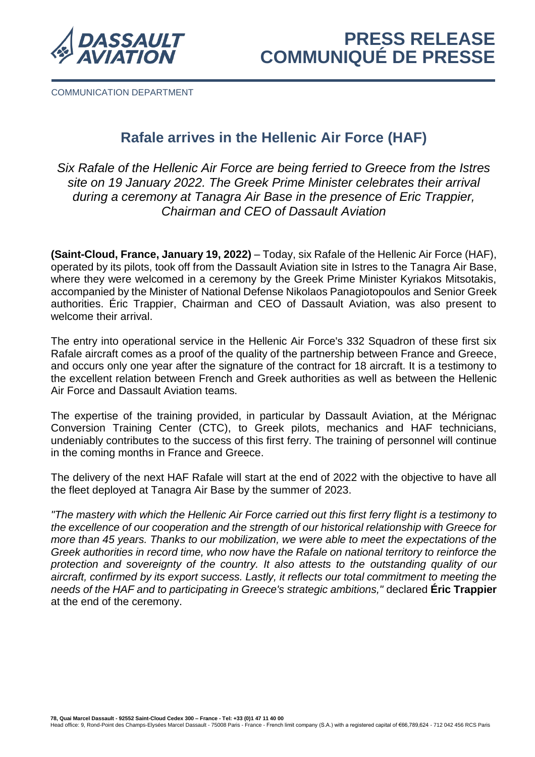DASSAULT AVIATION

# PRESS RELEASE
# COMMUNIQUÉ DE PRESSE

COMMUNICATION DEPARTMENT

## Rafale arrives in the Hellenic Air Force (HAF)

*Six Rafale of the Hellenic Air Force are being ferried to Greece from the Istres site on 19 January 2022. The Greek Prime Minister celebrates their arrival during a ceremony at Tanagra Air Base in the presence of Eric Trappier, Chairman and CEO of Dassault Aviation*

**(Saint-Cloud, France, January 19, 2022)** – Today, six Rafale of the Hellenic Air Force (HAF), operated by its pilots, took off from the Dassault Aviation site in Istres to the Tanagra Air Base, where they were welcomed in a ceremony by the Greek Prime Minister Kyriakos Mitsotakis, accompanied by the Minister of National Defense Nikolaos Panagiotopoulos and Senior Greek authorities. Éric Trappier, Chairman and CEO of Dassault Aviation, was also present to welcome their arrival.

The entry into operational service in the Hellenic Air Force's 332 Squadron of these first six Rafale aircraft comes as a proof of the quality of the partnership between France and Greece, and occurs only one year after the signature of the contract for 18 aircraft. It is a testimony to the excellent relation between French and Greek authorities as well as between the Hellenic Air Force and Dassault Aviation teams.

The expertise of the training provided, in particular by Dassault Aviation, at the Mérignac Conversion Training Center (CTC), to Greek pilots, mechanics and HAF technicians, undeniably contributes to the success of this first ferry. The training of personnel will continue in the coming months in France and Greece.

The delivery of the next HAF Rafale will start at the end of 2022 with the objective to have all the fleet deployed at Tanagra Air Base by the summer of 2023.

*"The mastery with which the Hellenic Air Force carried out this first ferry flight is a testimony to the excellence of our cooperation and the strength of our historical relationship with Greece for more than 45 years. Thanks to our mobilization, we were able to meet the expectations of the Greek authorities in record time, who now have the Rafale on national territory to reinforce the protection and sovereignty of the country. It also attests to the outstanding quality of our aircraft, confirmed by its export success. Lastly, it reflects our total commitment to meeting the needs of the HAF and to participating in Greece's strategic ambitions,"* declared **Éric Trappier** at the end of the ceremony.

**78, Quai Marcel Dassault - 92552 Saint-Cloud Cedex 300 – France - Tel: +33 (0)1 47 11 40 00**
Head office: 9, Rond-Point des Champs-Elysées Marcel Dassault - 75008 Paris - France - French limit company (S.A.) with a registered capital of €66,789,624 - 712 042 456 RCS Paris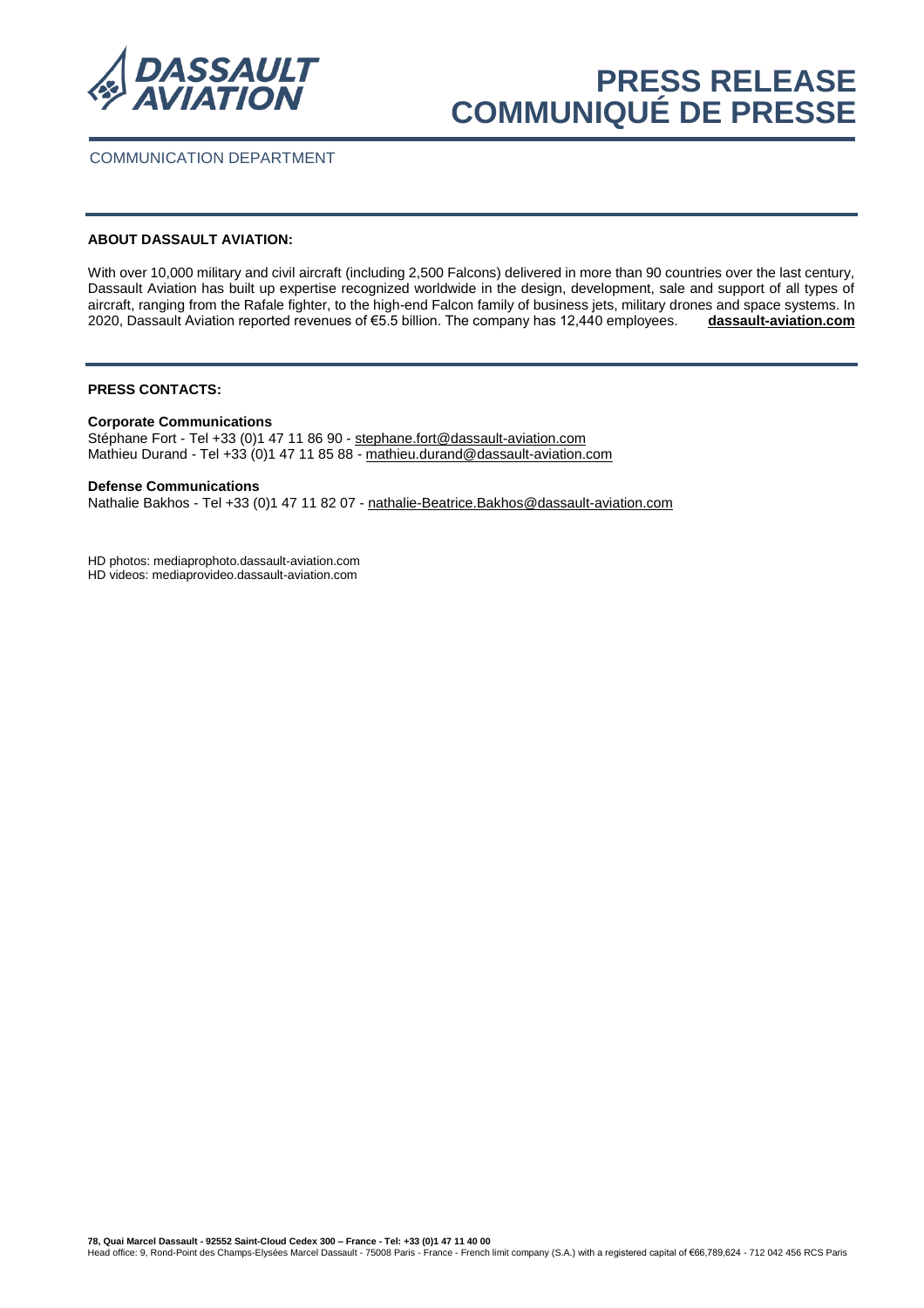# PRESS RELEASE
# COMMUNIQUÉ DE PRESSE

COMMUNICATION DEPARTMENT

**ABOUT DASSAULT AVIATION:**

With over 10,000 military and civil aircraft (including 2,500 Falcons) delivered in more than 90 countries over the last century, Dassault Aviation has built up expertise recognized worldwide in the design, development, sale and support of all types of aircraft, ranging from the Rafale fighter, to the high-end Falcon family of business jets, military drones and space systems. In 2020, Dassault Aviation reported revenues of €5.5 billion. The company has 12,440 employees. **dassault-aviation.com**

**PRESS CONTACTS:**

**Corporate Communications**
Stéphane Fort - Tel +33 (0)1 47 11 86 90 - stephane.fort@dassault-aviation.com
Mathieu Durand - Tel +33 (0)1 47 11 85 88 - mathieu.durand@dassault-aviation.com

**Defense Communications**
Nathalie Bakhos - Tel +33 (0)1 47 11 82 07 - nathalie-Beatrice.Bakhos@dassault-aviation.com

HD photos: mediaprophoto.dassault-aviation.com
HD videos: mediaprovideo.dassault-aviation.com

**78, Quai Marcel Dassault - 92552 Saint-Cloud Cedex 300 – France - Tel: +33 (0)1 47 11 40 00**
Head office: 9, Rond-Point des Champs-Elysées Marcel Dassault - 75008 Paris - France - French limit company (S.A.) with a registered capital of €66,789,624 - 712 042 456 RCS Paris